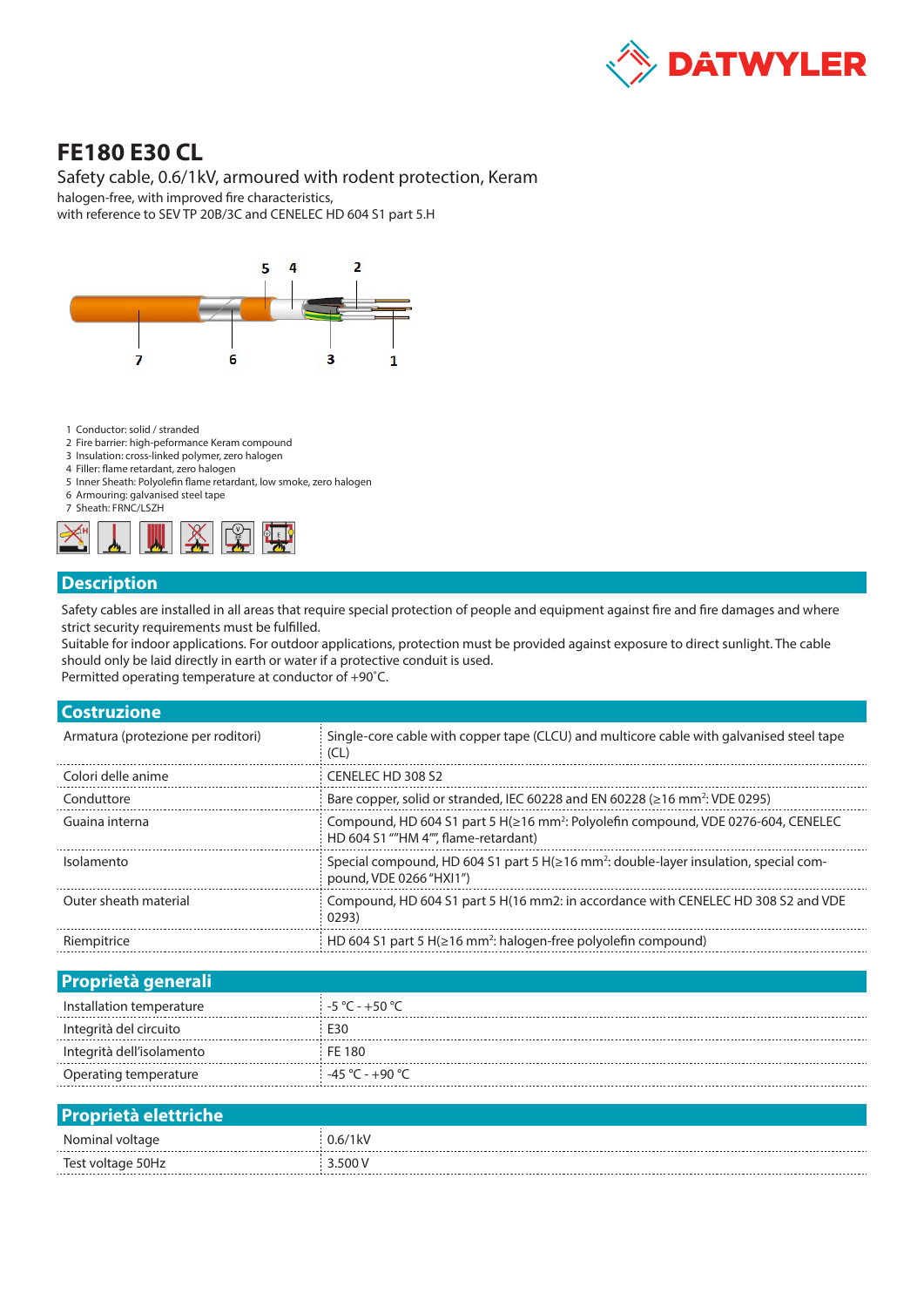DATWYLER

# FE180 E30 CL

Safety cable, 0.6/1kV, armoured with rodent protection, Keram

halogen-free, with improved fire characteristics,
with reference to SEV TP 20B/3C and CENELEC HD 604 S1 part 5.H

1 Conductor: solid / stranded
2 Fire barrier: high-peformance Keram compound
3 Insulation: cross-linked polymer, zero halogen
4 Filler: flame retardant, zero halogen
5 Inner Sheath: Polyolefin flame retardant, low smoke, zero halogen
6 Armouring: galvanised steel tape
7 Sheath: FRNC/LSZH

## Description

Safety cables are installed in all areas that require special protection of people and equipment against fire and fire damages and where strict security requirements must be fulfilled.
Suitable for indoor applications. For outdoor applications, protection must be provided against exposure to direct sunlight. The cable should only be laid directly in earth or water if a protective conduit is used.
Permitted operating temperature at conductor of +90°C.

## Costruzione

| | |
|---|---|
| Armatura (protezione per roditori) | Single-core cable with copper tape (CLCU) and multicore cable with galvanised steel tape (CL) |
| Colori delle anime | CENELEC HD 308 S2 |
| Conduttore | Bare copper, solid or stranded, IEC 60228 and EN 60228 (≥16 mm²: VDE 0295) |
| Guaina interna | Compound, HD 604 S1 part 5 H(≥16 mm²: Polyolefin compound, VDE 0276-604, CENELEC HD 604 S1 ""HM 4"", flame-retardant) |
| Isolamento | Special compound, HD 604 S1 part 5 H(≥16 mm²: double-layer insulation, special compound, VDE 0266 "HXI1") |
| Outer sheath material | Compound, HD 604 S1 part 5 H(16 mm2: in accordance with CENELEC HD 308 S2 and VDE 0293) |
| Riempitrice | HD 604 S1 part 5 H(≥16 mm²: halogen-free polyolefin compound) |

## Proprietà generali

| | |
|---|---|
| Installation temperature | -5 °C - +50 °C |
| Integrità del circuito | E30 |
| Integrità dell'isolamento | FE 180 |
| Operating temperature | -45 °C - +90 °C |

## Proprietà elettriche

| | |
|---|---|
| Nominal voltage | 0.6/1kV |
| Test voltage 50Hz | 3.500 V |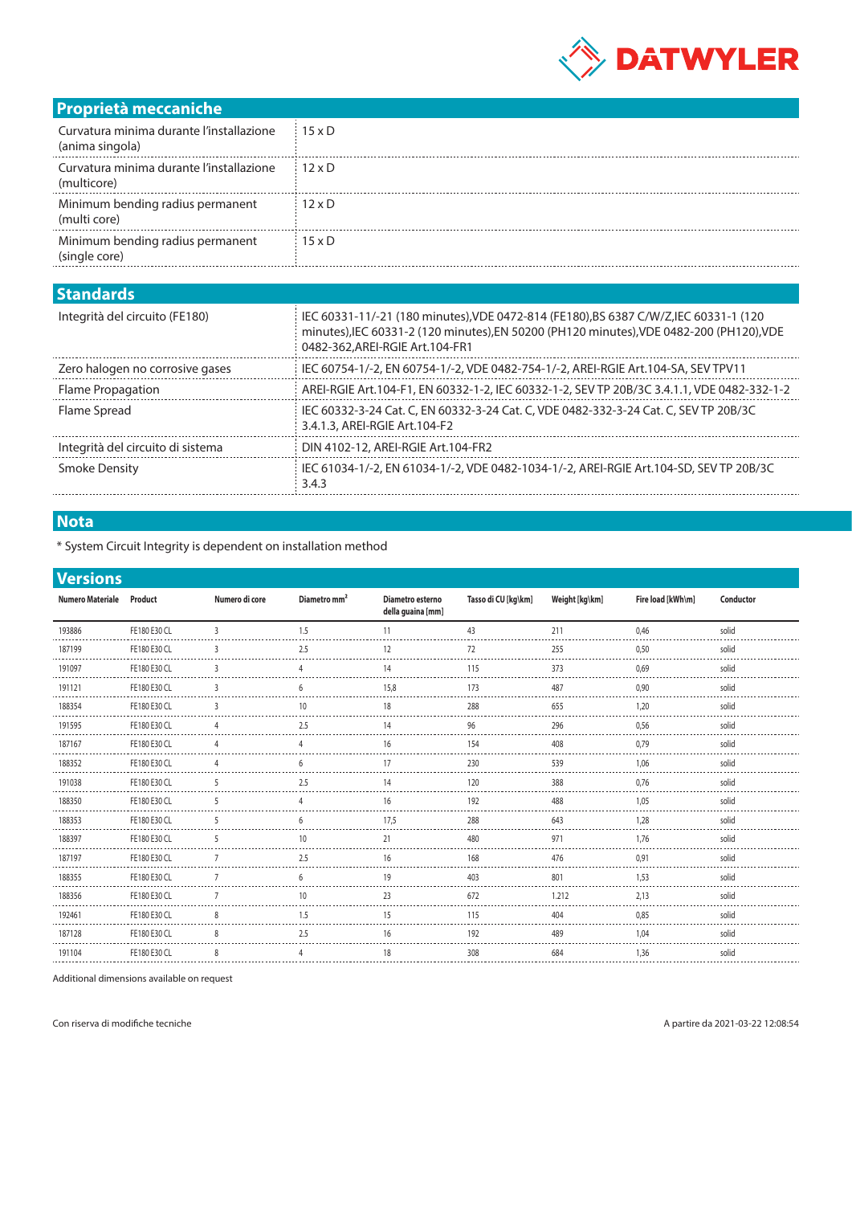## Proprietà meccaniche

| | |
|---|---|
| Curvatura minima durante l'installazione (anima singola) | 15 x D |
| Curvatura minima durante l'installazione (multicore) | 12 x D |
| Minimum bending radius permanent (multi core) | 12 x D |
| Minimum bending radius permanent (single core) | 15 x D |

## Standards

| | |
|---|---|
| Integrità del circuito (FE180) | IEC 60331-11/-21 (180 minutes),VDE 0472-814 (FE180),BS 6387 C/W/Z,IEC 60331-1 (120 minutes),IEC 60331-2 (120 minutes),EN 50200 (PH120 minutes),VDE 0482-200 (PH120),VDE 0482-362,AREI-RGIE Art.104-FR1 |
| Zero halogen no corrosive gases | IEC 60754-1/-2, EN 60754-1/-2, VDE 0482-754-1/-2, AREI-RGIE Art.104-SA, SEV TPV11 |
| Flame Propagation | AREI-RGIE Art.104-F1, EN 60332-1-2, IEC 60332-1-2, SEV TP 20B/3C 3.4.1.1, VDE 0482-332-1-2 |
| Flame Spread | IEC 60332-3-24 Cat. C, EN 60332-3-24 Cat. C, VDE 0482-332-3-24 Cat. C, SEV TP 20B/3C 3.4.1.3, AREI-RGIE Art.104-F2 |
| Integrità del circuito di sistema | DIN 4102-12, AREI-RGIE Art.104-FR2 |
| Smoke Density | IEC 61034-1/-2, EN 61034-1/-2, VDE 0482-1034-1/-2, AREI-RGIE Art.104-SD, SEV TP 20B/3C 3.4.3 |

## Nota

* System Circuit Integrity is dependent on installation method

## Versions

| Numero Materiale | Product | Numero di core | Diametro mm² | Diametro esterno della guaina [mm] | Tasso di CU [kg\km] | Weight [kg\km] | Fire load [kWh\m] | Conductor |
|---|---|---|---|---|---|---|---|---|
| 193886 | FE180 E30 CL | 3 | 1.5 | 11 | 43 | 211 | 0,46 | solid |
| 187199 | FE180 E30 CL | 3 | 2.5 | 12 | 72 | 255 | 0,50 | solid |
| 191097 | FE180 E30 CL | 3 | 4 | 14 | 115 | 373 | 0,69 | solid |
| 191121 | FE180 E30 CL | 3 | 6 | 15,8 | 173 | 487 | 0,90 | solid |
| 188354 | FE180 E30 CL | 3 | 10 | 18 | 288 | 655 | 1,20 | solid |
| 191595 | FE180 E30 CL | 4 | 2.5 | 14 | 96 | 296 | 0,56 | solid |
| 187167 | FE180 E30 CL | 4 | 4 | 16 | 154 | 408 | 0,79 | solid |
| 188352 | FE180 E30 CL | 4 | 6 | 17 | 230 | 539 | 1,06 | solid |
| 191038 | FE180 E30 CL | 5 | 2.5 | 14 | 120 | 388 | 0,76 | solid |
| 188350 | FE180 E30 CL | 5 | 4 | 16 | 192 | 488 | 1,05 | solid |
| 188353 | FE180 E30 CL | 5 | 6 | 17,5 | 288 | 643 | 1,28 | solid |
| 188397 | FE180 E30 CL | 5 | 10 | 21 | 480 | 971 | 1,76 | solid |
| 187197 | FE180 E30 CL | 7 | 2.5 | 16 | 168 | 476 | 0,91 | solid |
| 188355 | FE180 E30 CL | 7 | 6 | 19 | 403 | 801 | 1,53 | solid |
| 188356 | FE180 E30 CL | 7 | 10 | 23 | 672 | 1.212 | 2,13 | solid |
| 192461 | FE180 E30 CL | 8 | 1.5 | 15 | 115 | 404 | 0,85 | solid |
| 187128 | FE180 E30 CL | 8 | 2.5 | 16 | 192 | 489 | 1,04 | solid |
| 191104 | FE180 E30 CL | 8 | 4 | 18 | 308 | 684 | 1,36 | solid |

Additional dimensions available on request

Con riserva di modifiche tecniche

A partire da 2021-03-22 12:08:54